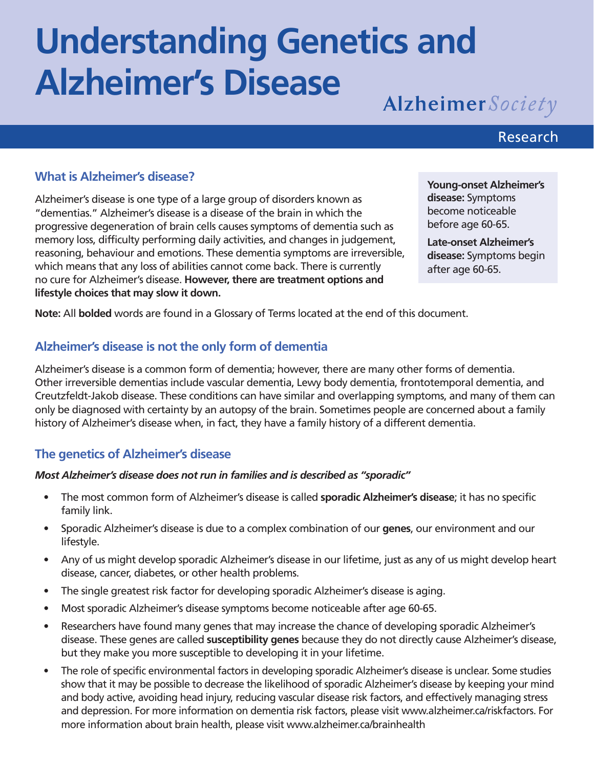# Understanding Genetics and Alzheimer's Disease

Alzheimer *Society*

Research

## What is Alzheimer's disease?

Alzheimer's disease is one type of a large group of disorders known as "dementias." Alzheimer's disease is a disease of the brain in which the progressive degeneration of brain cells causes symptoms of dementia such as memory loss, difficulty performing daily activities, and changes in judgement, reasoning, behaviour and emotions. These dementia symptoms are irreversible, which means that any loss of abilities cannot come back. There is currently no cure for Alzheimer's disease. **However, there are treatment options and lifestyle choices that may slow it down.**

**Young-onset Alzheimer's disease:** Symptoms become noticeable before age 60-65.

**Late-onset Alzheimer's disease:** Symptoms begin after age 60-65.

**Note:** All **bolded** words are found in a Glossary of Terms located at the end of this document.

## Alzheimer's disease is not the only form of dementia

Alzheimer's disease is a common form of dementia; however, there are many other forms of dementia. Other irreversible dementias include vascular dementia, Lewy body dementia, frontotemporal dementia, and Creutzfeldt-Jakob disease. These conditions can have similar and overlapping symptoms, and many of them can only be diagnosed with certainty by an autopsy of the brain. Sometimes people are concerned about a family history of Alzheimer's disease when, in fact, they have a family history of a different dementia.

## The genetics of Alzheimer's disease

***Most Alzheimer's disease does not run in families and is described as "sporadic"***

- The most common form of Alzheimer's disease is called **sporadic Alzheimer's disease**; it has no specific family link.
- Sporadic Alzheimer's disease is due to a complex combination of our **genes**, our environment and our lifestyle.
- Any of us might develop sporadic Alzheimer's disease in our lifetime, just as any of us might develop heart disease, cancer, diabetes, or other health problems.
- The single greatest risk factor for developing sporadic Alzheimer's disease is aging.
- Most sporadic Alzheimer's disease symptoms become noticeable after age 60-65.
- Researchers have found many genes that may increase the chance of developing sporadic Alzheimer's disease. These genes are called **susceptibility genes** because they do not directly cause Alzheimer's disease, but they make you more susceptible to developing it in your lifetime.
- The role of specific environmental factors in developing sporadic Alzheimer's disease is unclear. Some studies show that it may be possible to decrease the likelihood of sporadic Alzheimer's disease by keeping your mind and body active, avoiding head injury, reducing vascular disease risk factors, and effectively managing stress and depression. For more information on dementia risk factors, please visit www.alzheimer.ca/riskfactors. For more information about brain health, please visit www.alzheimer.ca/brainhealth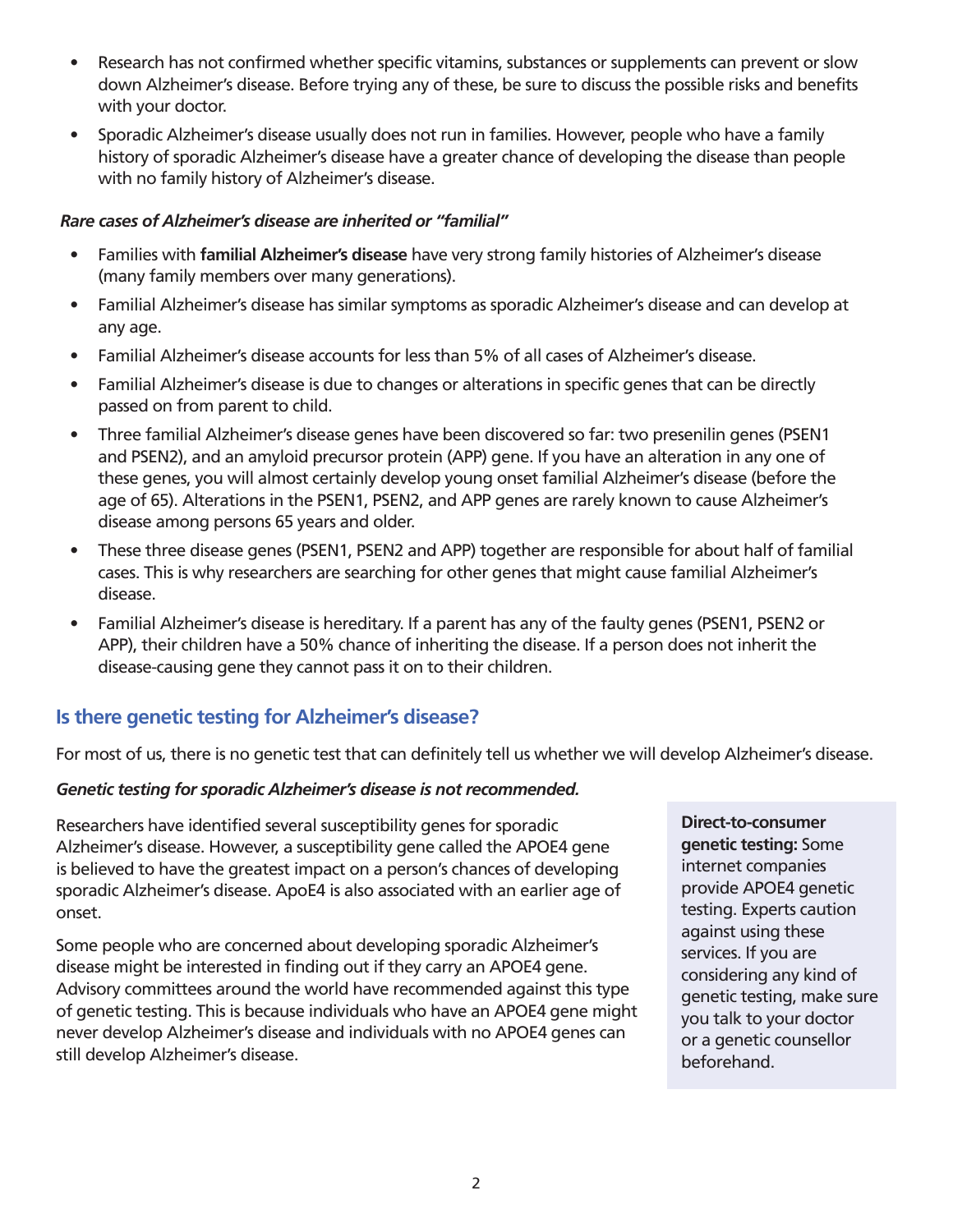- Research has not confirmed whether specific vitamins, substances or supplements can prevent or slow down Alzheimer's disease. Before trying any of these, be sure to discuss the possible risks and benefits with your doctor.
- Sporadic Alzheimer's disease usually does not run in families. However, people who have a family history of sporadic Alzheimer's disease have a greater chance of developing the disease than people with no family history of Alzheimer's disease.

***Rare cases of Alzheimer's disease are inherited or "familial"***

- Families with **familial Alzheimer's disease** have very strong family histories of Alzheimer's disease (many family members over many generations).
- Familial Alzheimer's disease has similar symptoms as sporadic Alzheimer's disease and can develop at any age.
- Familial Alzheimer's disease accounts for less than 5% of all cases of Alzheimer's disease.
- Familial Alzheimer's disease is due to changes or alterations in specific genes that can be directly passed on from parent to child.
- Three familial Alzheimer's disease genes have been discovered so far: two presenilin genes (PSEN1 and PSEN2), and an amyloid precursor protein (APP) gene. If you have an alteration in any one of these genes, you will almost certainly develop young onset familial Alzheimer's disease (before the age of 65). Alterations in the PSEN1, PSEN2, and APP genes are rarely known to cause Alzheimer's disease among persons 65 years and older.
- These three disease genes (PSEN1, PSEN2 and APP) together are responsible for about half of familial cases. This is why researchers are searching for other genes that might cause familial Alzheimer's disease.
- Familial Alzheimer's disease is hereditary. If a parent has any of the faulty genes (PSEN1, PSEN2 or APP), their children have a 50% chance of inheriting the disease. If a person does not inherit the disease-causing gene they cannot pass it on to their children.

## Is there genetic testing for Alzheimer's disease?

For most of us, there is no genetic test that can definitely tell us whether we will develop Alzheimer's disease.

***Genetic testing for sporadic Alzheimer's disease is not recommended.***

Researchers have identified several susceptibility genes for sporadic Alzheimer's disease. However, a susceptibility gene called the APOE4 gene is believed to have the greatest impact on a person's chances of developing sporadic Alzheimer's disease. ApoE4 is also associated with an earlier age of onset.

Some people who are concerned about developing sporadic Alzheimer's disease might be interested in finding out if they carry an APOE4 gene. Advisory committees around the world have recommended against this type of genetic testing. This is because individuals who have an APOE4 gene might never develop Alzheimer's disease and individuals with no APOE4 genes can still develop Alzheimer's disease.

**Direct-to-consumer genetic testing:** Some internet companies provide APOE4 genetic testing. Experts caution against using these services. If you are considering any kind of genetic testing, make sure you talk to your doctor or a genetic counsellor beforehand.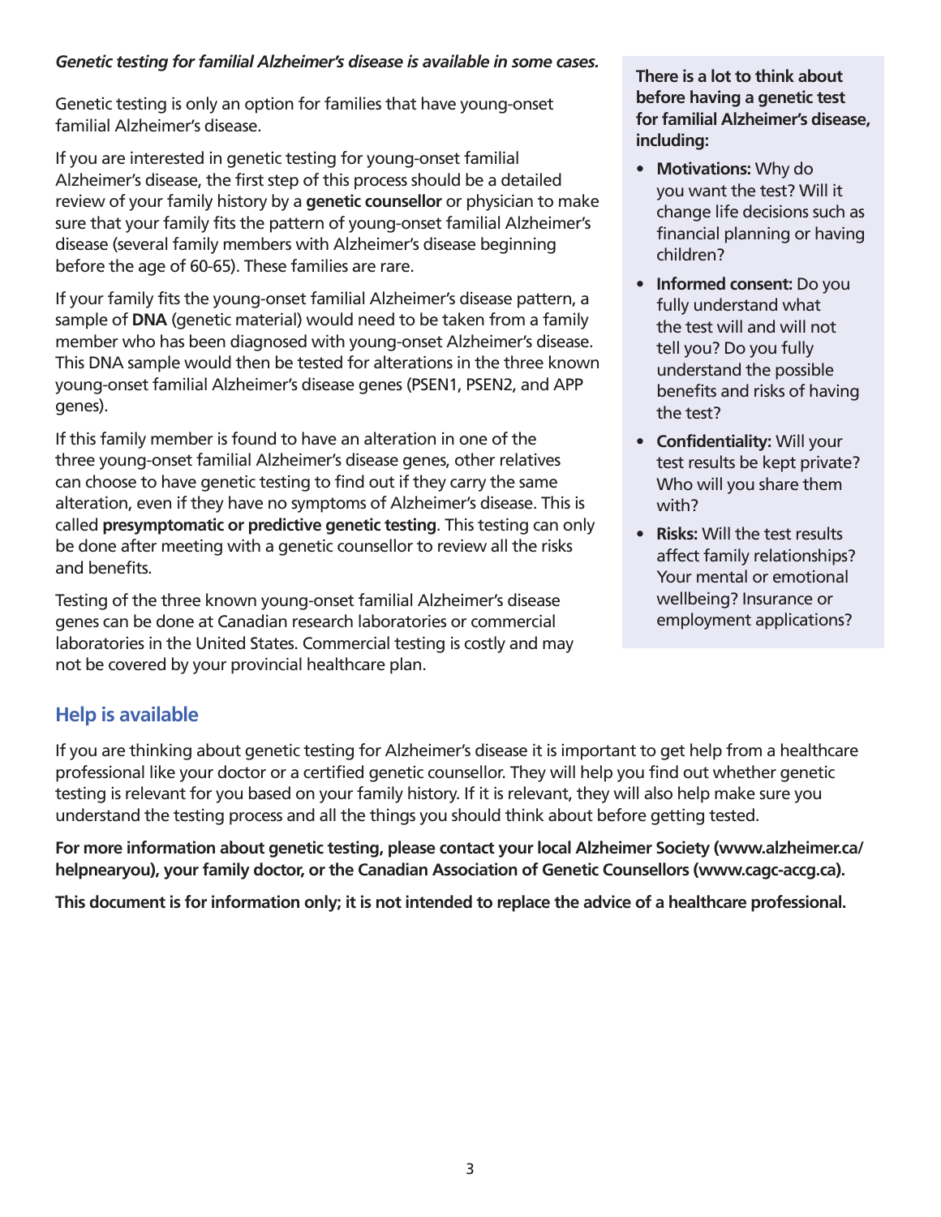***Genetic testing for familial Alzheimer's disease is available in some cases.***

Genetic testing is only an option for families that have young-onset familial Alzheimer's disease.

If you are interested in genetic testing for young-onset familial Alzheimer's disease, the first step of this process should be a detailed review of your family history by a **genetic counsellor** or physician to make sure that your family fits the pattern of young-onset familial Alzheimer's disease (several family members with Alzheimer's disease beginning before the age of 60-65). These families are rare.

If your family fits the young-onset familial Alzheimer's disease pattern, a sample of **DNA** (genetic material) would need to be taken from a family member who has been diagnosed with young-onset Alzheimer's disease. This DNA sample would then be tested for alterations in the three known young-onset familial Alzheimer's disease genes (PSEN1, PSEN2, and APP genes).

If this family member is found to have an alteration in one of the three young-onset familial Alzheimer's disease genes, other relatives can choose to have genetic testing to find out if they carry the same alteration, even if they have no symptoms of Alzheimer's disease. This is called **presymptomatic or predictive genetic testing**. This testing can only be done after meeting with a genetic counsellor to review all the risks and benefits.

Testing of the three known young-onset familial Alzheimer's disease genes can be done at Canadian research laboratories or commercial laboratories in the United States. Commercial testing is costly and may not be covered by your provincial healthcare plan.

**There is a lot to think about before having a genetic test for familial Alzheimer's disease, including:**

- **Motivations:** Why do you want the test? Will it change life decisions such as financial planning or having children?
- **Informed consent:** Do you fully understand what the test will and will not tell you? Do you fully understand the possible benefits and risks of having the test?
- **Confidentiality:** Will your test results be kept private? Who will you share them with?
- **Risks:** Will the test results affect family relationships? Your mental or emotional wellbeing? Insurance or employment applications?

## Help is available

If you are thinking about genetic testing for Alzheimer's disease it is important to get help from a healthcare professional like your doctor or a certified genetic counsellor. They will help you find out whether genetic testing is relevant for you based on your family history. If it is relevant, they will also help make sure you understand the testing process and all the things you should think about before getting tested.

**For more information about genetic testing, please contact your local Alzheimer Society (www.alzheimer.ca/helpnearyou), your family doctor, or the Canadian Association of Genetic Counsellors (www.cagc-accg.ca).**

**This document is for information only; it is not intended to replace the advice of a healthcare professional.**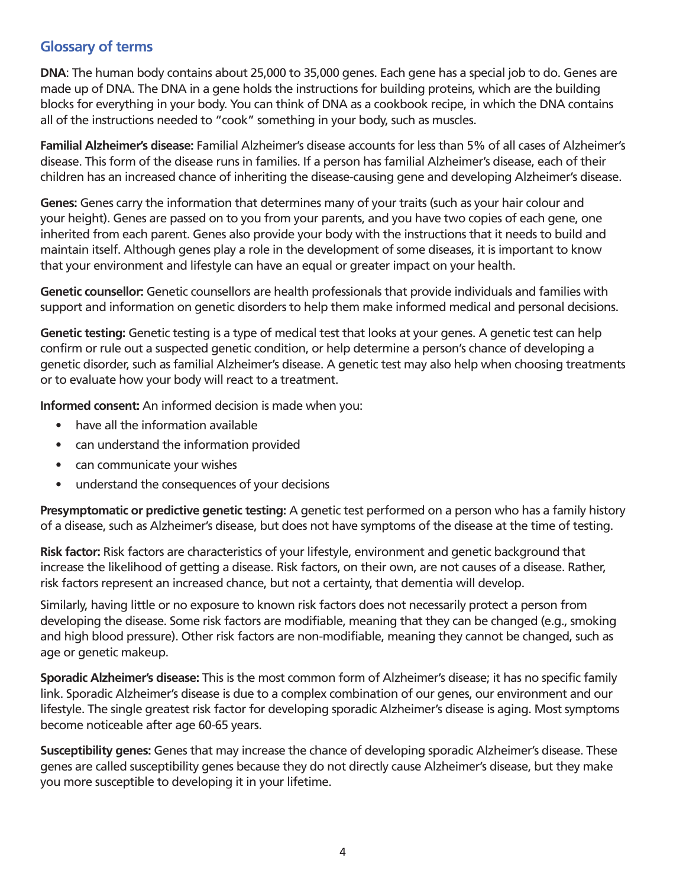## Glossary of terms

**DNA**: The human body contains about 25,000 to 35,000 genes. Each gene has a special job to do. Genes are made up of DNA. The DNA in a gene holds the instructions for building proteins, which are the building blocks for everything in your body. You can think of DNA as a cookbook recipe, in which the DNA contains all of the instructions needed to "cook" something in your body, such as muscles.

**Familial Alzheimer's disease:** Familial Alzheimer's disease accounts for less than 5% of all cases of Alzheimer's disease. This form of the disease runs in families. If a person has familial Alzheimer's disease, each of their children has an increased chance of inheriting the disease-causing gene and developing Alzheimer's disease.

**Genes:** Genes carry the information that determines many of your traits (such as your hair colour and your height). Genes are passed on to you from your parents, and you have two copies of each gene, one inherited from each parent. Genes also provide your body with the instructions that it needs to build and maintain itself. Although genes play a role in the development of some diseases, it is important to know that your environment and lifestyle can have an equal or greater impact on your health.

**Genetic counsellor:** Genetic counsellors are health professionals that provide individuals and families with support and information on genetic disorders to help them make informed medical and personal decisions.

**Genetic testing:** Genetic testing is a type of medical test that looks at your genes. A genetic test can help confirm or rule out a suspected genetic condition, or help determine a person's chance of developing a genetic disorder, such as familial Alzheimer's disease. A genetic test may also help when choosing treatments or to evaluate how your body will react to a treatment.

**Informed consent:** An informed decision is made when you:

- have all the information available
- can understand the information provided
- can communicate your wishes
- understand the consequences of your decisions

**Presymptomatic or predictive genetic testing:** A genetic test performed on a person who has a family history of a disease, such as Alzheimer's disease, but does not have symptoms of the disease at the time of testing.

**Risk factor:** Risk factors are characteristics of your lifestyle, environment and genetic background that increase the likelihood of getting a disease. Risk factors, on their own, are not causes of a disease. Rather, risk factors represent an increased chance, but not a certainty, that dementia will develop.

Similarly, having little or no exposure to known risk factors does not necessarily protect a person from developing the disease. Some risk factors are modifiable, meaning that they can be changed (e.g., smoking and high blood pressure). Other risk factors are non-modifiable, meaning they cannot be changed, such as age or genetic makeup.

**Sporadic Alzheimer's disease:** This is the most common form of Alzheimer's disease; it has no specific family link. Sporadic Alzheimer's disease is due to a complex combination of our genes, our environment and our lifestyle. The single greatest risk factor for developing sporadic Alzheimer's disease is aging. Most symptoms become noticeable after age 60-65 years.

**Susceptibility genes:** Genes that may increase the chance of developing sporadic Alzheimer's disease. These genes are called susceptibility genes because they do not directly cause Alzheimer's disease, but they make you more susceptible to developing it in your lifetime.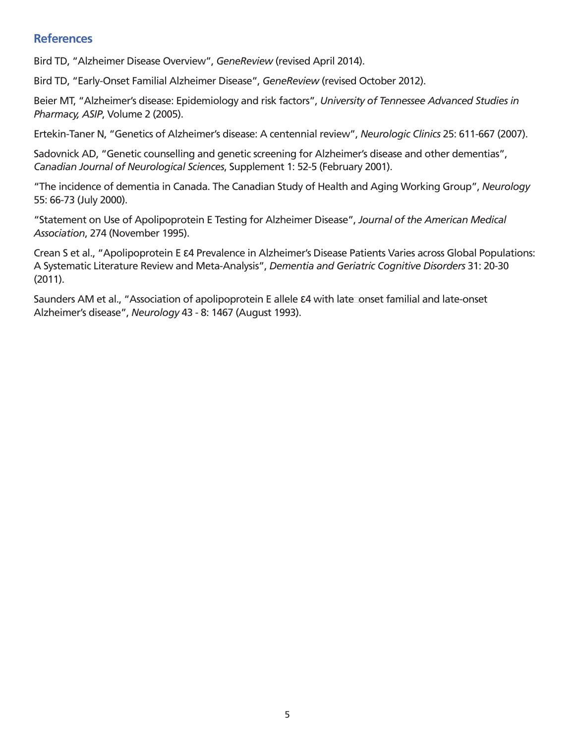## References

Bird TD, “Alzheimer Disease Overview”, *GeneReview* (revised April 2014).

Bird TD, “Early-Onset Familial Alzheimer Disease”, *GeneReview* (revised October 2012).

Beier MT, “Alzheimer’s disease: Epidemiology and risk factors”, *University of Tennessee Advanced Studies in Pharmacy, ASIP*, Volume 2 (2005).

Ertekin-Taner N, “Genetics of Alzheimer’s disease: A centennial review”, *Neurologic Clinics* 25: 611-667 (2007).

Sadovnick AD, “Genetic counselling and genetic screening for Alzheimer’s disease and other dementias”, *Canadian Journal of Neurological Sciences*, Supplement 1: 52-5 (February 2001).

“The incidence of dementia in Canada. The Canadian Study of Health and Aging Working Group”, *Neurology* 55: 66-73 (July 2000).

“Statement on Use of Apolipoprotein E Testing for Alzheimer Disease”, *Journal of the American Medical Association*, 274 (November 1995).

Crean S et al., “Apolipoprotein E ε4 Prevalence in Alzheimer’s Disease Patients Varies across Global Populations: A Systematic Literature Review and Meta-Analysis”, *Dementia and Geriatric Cognitive Disorders* 31: 20-30 (2011).

Saunders AM et al., “Association of apolipoprotein E allele ε4 with late-onset familial and late-onset Alzheimer’s disease”, *Neurology* 43 - 8: 1467 (August 1993).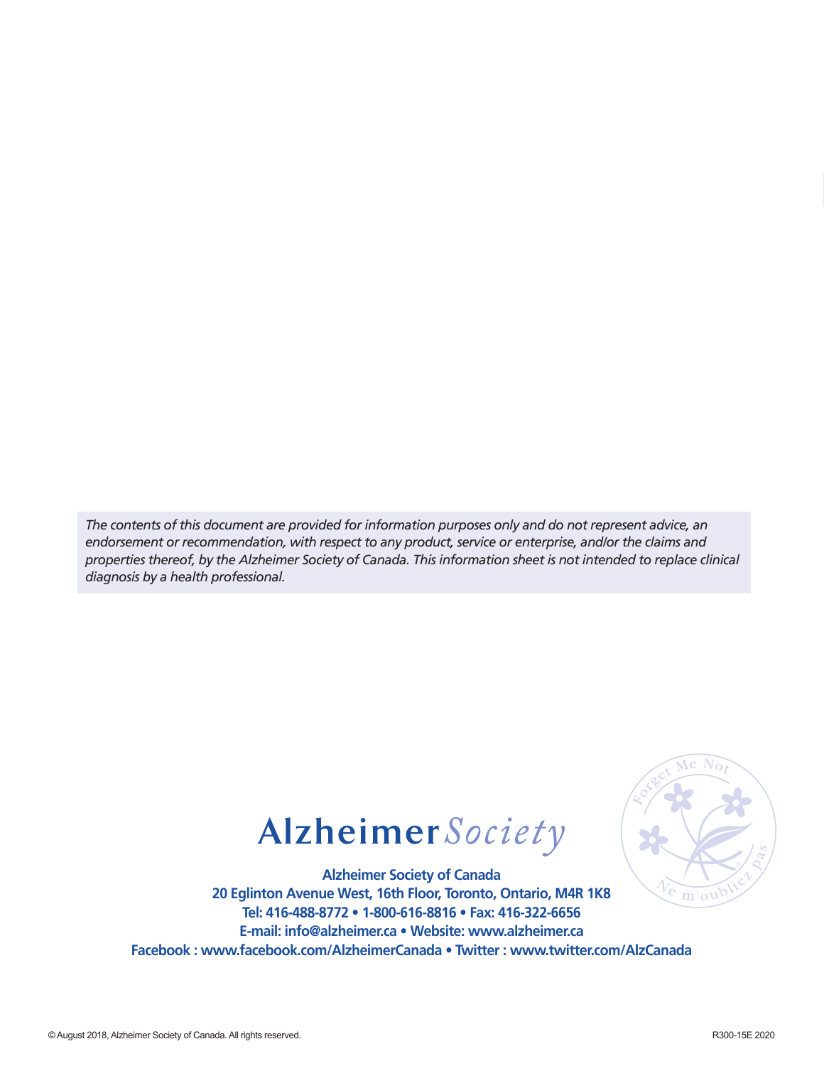*The contents of this document are provided for information purposes only and do not represent advice, an endorsement or recommendation, with respect to any product, service or enterprise, and/or the claims and properties thereof, by the Alzheimer Society of Canada. This information sheet is not intended to replace clinical diagnosis by a health professional.*

Alzheimer *Society*

Forget Me Not

Ne m'oubliez pas

**Alzheimer Society of Canada**
**20 Eglinton Avenue West, 16th Floor, Toronto, Ontario, M4R 1K8**
**Tel: 416-488-8772 • 1-800-616-8816 • Fax: 416-322-6656**
**E-mail: info@alzheimer.ca • Website: www.alzheimer.ca**
**Facebook : www.facebook.com/AlzheimerCanada • Twitter : www.twitter.com/AlzCanada**

© August 2018, Alzheimer Society of Canada. All rights reserved.

R300-15E 2020